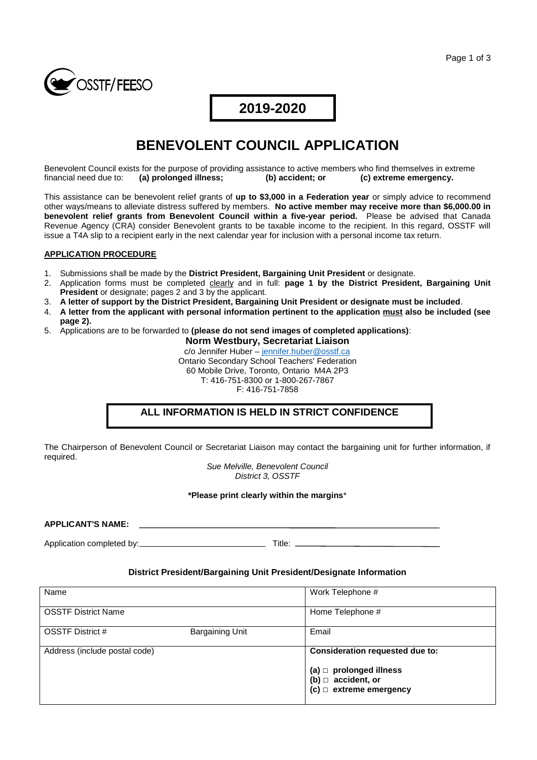OSSTF/FEESO

**2019-2020**

# BENEVOLENT COUNCIL APPLICATION

Benevolent Council exists for the purpose of providing assistance to active members who find themselves in extreme financial need due to: **(a) prolonged illness; (b) accident; or (c) extreme emergency.**

This assistance can be benevolent relief grants of **up to $3,000 in a Federation year** or simply advice to recommend other ways/means to alleviate distress suffered by members. **No active member may receive more than $6,000.00 in benevolent relief grants from Benevolent Council within a five-year period.** Please be advised that Canada Revenue Agency (CRA) consider Benevolent grants to be taxable income to the recipient. In this regard, OSSTF will issue a T4A slip to a recipient early in the next calendar year for inclusion with a personal income tax return.

## APPLICATION PROCEDURE

1. Submissions shall be made by the **District President, Bargaining Unit President** or designate.
2. Application forms must be completed clearly and in full: **page 1 by the District President, Bargaining Unit President** or designate; pages 2 and 3 by the applicant.
3. **A letter of support by the District President, Bargaining Unit President or designate must be included**.
4. **A letter from the applicant with personal information pertinent to the application must also be included (see page 2).**
5. Applications are to be forwarded to **(please do not send images of completed applications)**:

**Norm Westbury, Secretariat Liaison**
c/o Jennifer Huber – jennifer.huber@osstf.ca
Ontario Secondary School Teachers' Federation
60 Mobile Drive, Toronto, Ontario M4A 2P3
T: 416-751-8300 or 1-800-267-7867
F: 416-751-7858

**ALL INFORMATION IS HELD IN STRICT CONFIDENCE**

The Chairperson of Benevolent Council or Secretariat Liaison may contact the bargaining unit for further information, if required.

*Sue Melville, Benevolent Council*
*District 3, OSSTF*

**\*Please print clearly within the margins\***

**APPLICANT'S NAME:** ______________________________

Application completed by: ______________________ Title: ______________________

### District President/Bargaining Unit President/Designate Information

| | | |
|---|---|---|
| Name | | Work Telephone # |
| OSSTF District Name | | Home Telephone # |
| OSSTF District # | Bargaining Unit | Email |
| Address (include postal code) | | **Consideration requested due to:**<br>**(a) □ prolonged illness**<br>**(b) □ accident, or**<br>**(c) □ extreme emergency** |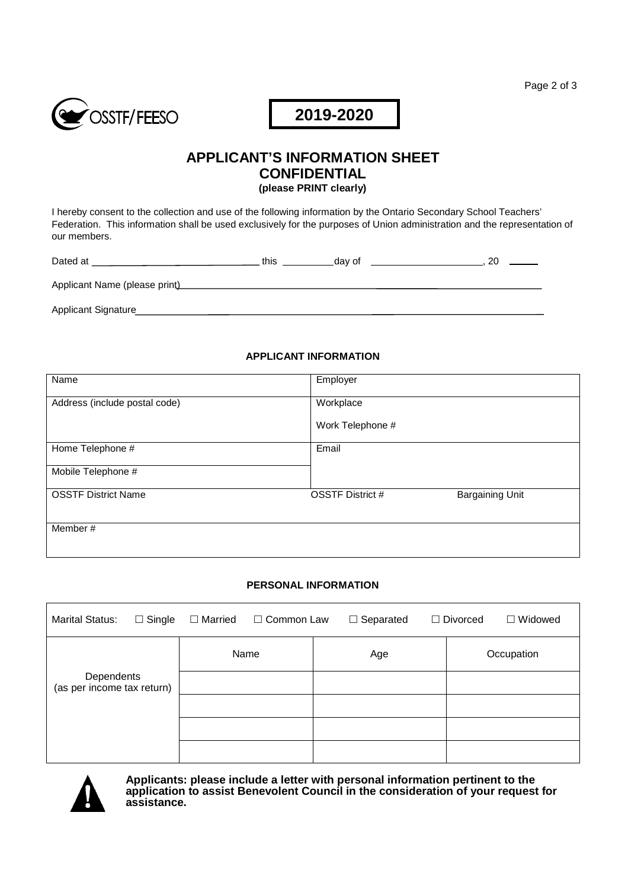OSSTF/FEESO

**2019-2020**

# APPLICANT'S INFORMATION SHEET
## CONFIDENTIAL
**(please PRINT clearly)**

I hereby consent to the collection and use of the following information by the Ontario Secondary School Teachers' Federation. This information shall be used exclusively for the purposes of Union administration and the representation of our members.

Dated at ______________________________ this __________day of ______________________, 20 ______

Applicant Name (please print)________________________________________________________________

Applicant Signature______________________________________________________________________

### APPLICANT INFORMATION

| Name | Employer | |
|---|---|---|
| Address (include postal code) | Workplace<br><br>Work Telephone # | |
| Home Telephone # | Email | |
| Mobile Telephone # | | |
| OSSTF District Name | OSSTF District # | Bargaining Unit |
| Member # | | |

### PERSONAL INFORMATION

Marital Status: ☐ Single ☐ Married ☐ Common Law ☐ Separated ☐ Divorced ☐ Widowed

| Dependents (as per income tax return) | Name | Age | Occupation |
|---|---|---|---|
| | | | |
| | | | |
| | | | |
| | | | |

**Applicants: please include a letter with personal information pertinent to the application to assist Benevolent Council in the consideration of your request for assistance.**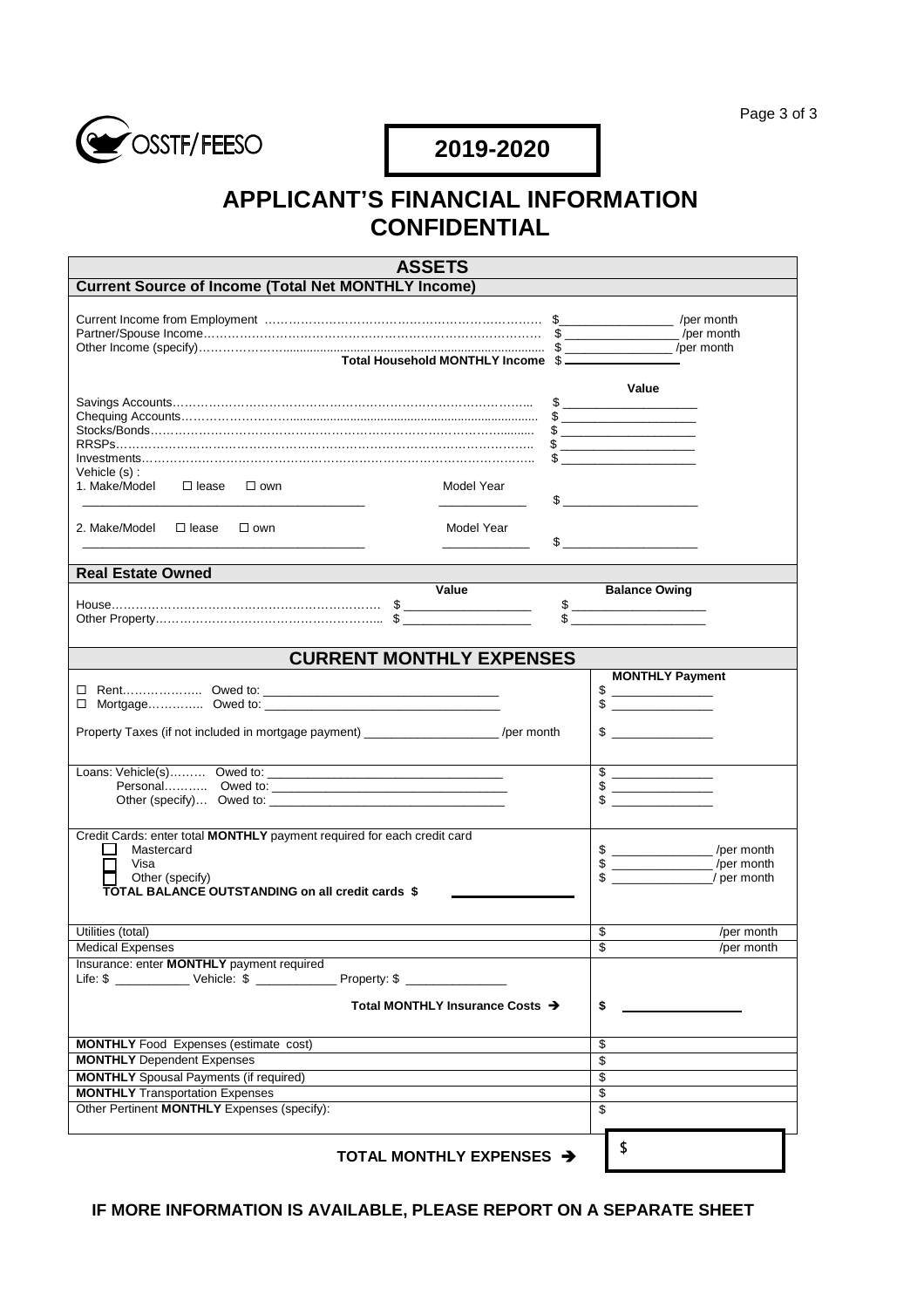OSSTF/FEESO

**2019-2020**

# APPLICANT'S FINANCIAL INFORMATION CONFIDENTIAL

## ASSETS

### Current Source of Income (Total Net MONTHLY Income)

Current Income from Employment …………………………………………………………… $_______________ /per month
Partner/Spouse Income………………………………………………………………………… $ _______________ /per month
Other Income (specify)…………………………………………………………………………… $ _______________ /per month
**Total Household MONTHLY Income** $ _______________

| | Value |
|---|---|
| Savings Accounts……………………………………………………………………………… | $ ___________________ |
| Chequing Accounts……………………………………………………………………………… | $ ___________________ |
| Stocks/Bonds……………………………………………………………………………………… | $ ___________________ |
| RRSPs………………………………………………………………………………………………… | $ ___________________ |
| Investments………………………………………………………………………………………… | $ ___________________ |

Vehicle (s) :

1. Make/Model ☐ lease ☐ own ______________________________ Model Year ____________ $ ___________________

2. Make/Model ☐ lease ☐ own ______________________________ Model Year ____________ $ ___________________

### Real Estate Owned

| | Value | Balance Owing |
|---|---|---|
| House………………………………………………………… | $ __________________ | $ ___________________ |
| Other Property………………………………………………… | $ __________________ | $ ___________________ |

## CURRENT MONTHLY EXPENSES

| | MONTHLY Payment |
|---|---|
| ☐ Rent……………….. Owed to: ______________________________ | $ ______________ |
| ☐ Mortgage………….. Owed to: ______________________________ | $ ______________ |
| Property Taxes (if not included in mortgage payment) __________________ /per month | $ ______________ |
| Loans: Vehicle(s)……… Owed to: ______________________________ | $ ______________ |
| Personal……….. Owed to: ______________________________ | $ ______________ |
| Other (specify)… Owed to: ______________________________ | $ ______________ |
| Credit Cards: enter total **MONTHLY** payment required for each credit card | |
| ☐ Mastercard | $ ______________ /per month |
| ☐ Visa | $ ______________ /per month |
| ☐ Other (specify) | $ ______________/ per month |
| **TOTAL BALANCE OUTSTANDING on all credit cards $** ______________ | |
| Utilities (total) | $ /per month |
| Medical Expenses | $ /per month |
| Insurance: enter **MONTHLY** payment required<br>Life: $ __________ Vehicle: $ ___________ Property: $ ______________<br>**Total MONTHLY Insurance Costs →** | **$** ______________ |
| **MONTHLY** Food Expenses (estimate cost) | $ |
| **MONTHLY** Dependent Expenses | $ |
| **MONTHLY** Spousal Payments (if required) | $ |
| **MONTHLY** Transportation Expenses | $ |
| Other Pertinent **MONTHLY** Expenses (specify): | $ |
| **TOTAL MONTHLY EXPENSES →** | $ |

**IF MORE INFORMATION IS AVAILABLE, PLEASE REPORT ON A SEPARATE SHEET**